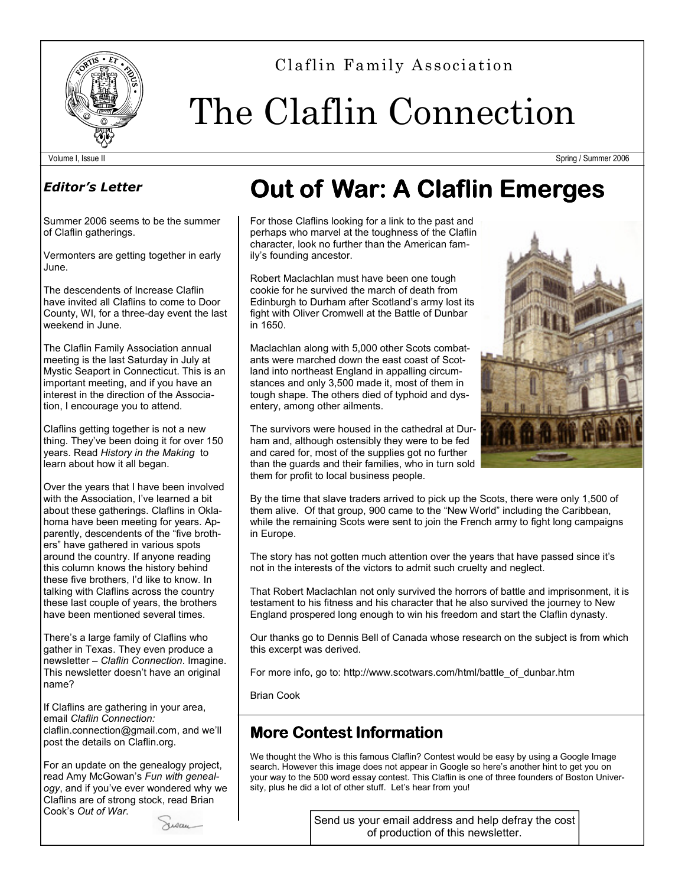Claflin Family Association

# The Claflin Connection

Volume I, Issue II — Spring / Summer 2006

### *Editor's Letter*

Summer 2006 seems to be the summer of Claflin gatherings.

Vermonters are getting together in early June.

The descendents of Increase Claflin have invited all Claflins to come to Door County, WI, for a three-day event the last weekend in June.

The Claflin Family Association annual meeting is the last Saturday in July at Mystic Seaport in Connecticut. This is an important meeting, and if you have an interest in the direction of the Association, I encourage you to attend.

Claflins getting together is not a new thing. They've been doing it for over 150 years. Read *History in the Making* to learn about how it all began.

Over the years that I have been involved with the Association, I've learned a bit about these gatherings. Claflins in Oklahoma have been meeting for years. Apparently, descendents of the "five brothers" have gathered in various spots around the country. If anyone reading this column knows the history behind these five brothers, I'd like to know. In talking with Claflins across the country these last couple of years, the brothers have been mentioned several times.

There's a large family of Claflins who gather in Texas. They even produce a newsletter – *Claflin Connection*. Imagine. This newsletter doesn't have an original name?

If Claflins are gathering in your area, email *Claflin Connection:* claflin.connection@gmail.com, and we'll post the details on Claflin.org.

For an update on the genealogy project, read Amy McGowan's *Fun with genealogy*, and if you've ever wondered why we Claflins are of strong stock, read Brian Cook's *Out of War*.

Susan

## Out of War: A Claflin Emerges

For those Claflins looking for a link to the past and perhaps who marvel at the toughness of the Claflin character, look no further than the American family's founding ancestor.

Robert Maclachlan must have been one tough cookie for he survived the march of death from Edinburgh to Durham after Scotland's army lost its fight with Oliver Cromwell at the Battle of Dunbar in 1650.

Maclachlan along with 5,000 other Scots combatants were marched down the east coast of Scotland into northeast England in appalling circumstances and only 3,500 made it, most of them in tough shape. The others died of typhoid and dysentery, among other ailments.

The survivors were housed in the cathedral at Durham and, although ostensibly they were to be fed and cared for, most of the supplies got no further than the guards and their families, who in turn sold them for profit to local business people.

By the time that slave traders arrived to pick up the Scots, there were only 1,500 of them alive. Of that group, 900 came to the "New World" including the Caribbean, while the remaining Scots were sent to join the French army to fight long campaigns in Europe.

The story has not gotten much attention over the years that have passed since it's not in the interests of the victors to admit such cruelty and neglect.

That Robert Maclachlan not only survived the horrors of battle and imprisonment, it is testament to his fitness and his character that he also survived the journey to New England prospered long enough to win his freedom and start the Claflin dynasty.

Our thanks go to Dennis Bell of Canada whose research on the subject is from which this excerpt was derived.

For more info, go to: http://www.scotwars.com/html/battle_of_dunbar.htm

Brian Cook

## More Contest Information

We thought the Who is this famous Claflin? Contest would be easy by using a Google Image search. However this image does not appear in Google so here's another hint to get you on your way to the 500 word essay contest. This Claflin is one of three founders of Boston University, plus he did a lot of other stuff. Let's hear from you!

Send us your email address and help defray the cost of production of this newsletter.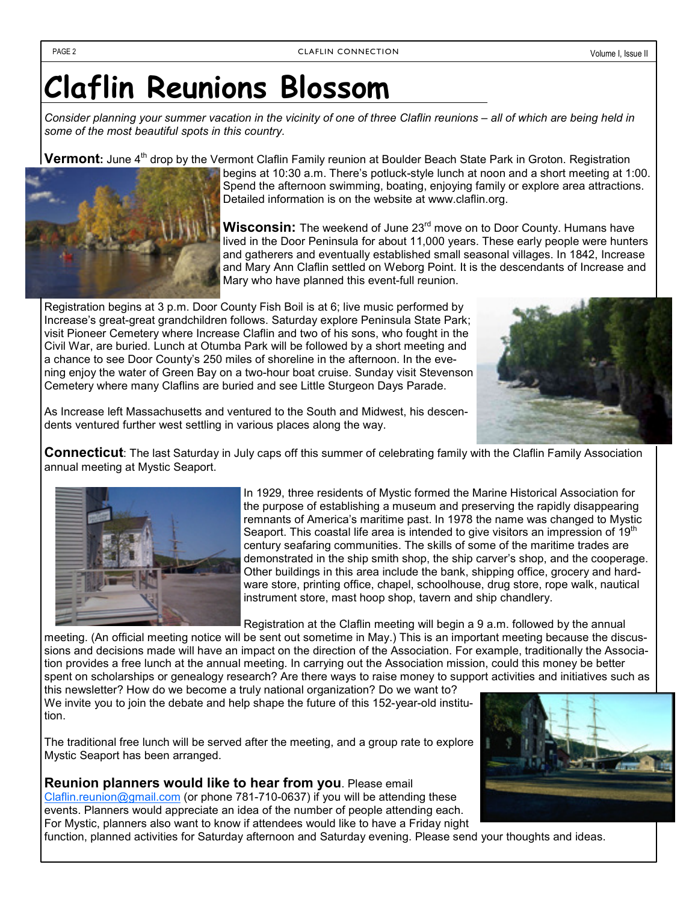# Claflin Reunions Blossom

*Consider planning your summer vacation in the vicinity of one of three Claflin reunions – all of which are being held in some of the most beautiful spots in this country.*

**Vermont:** June 4th drop by the Vermont Claflin Family reunion at Boulder Beach State Park in Groton. Registration begins at 10:30 a.m. There's potluck-style lunch at noon and a short meeting at 1:00. Spend the afternoon swimming, boating, enjoying family or explore area attractions. Detailed information is on the website at www.claflin.org.

**Wisconsin:** The weekend of June 23rd move on to Door County. Humans have lived in the Door Peninsula for about 11,000 years. These early people were hunters and gatherers and eventually established small seasonal villages. In 1842, Increase and Mary Ann Claflin settled on Weborg Point. It is the descendants of Increase and Mary who have planned this event-full reunion.

Registration begins at 3 p.m. Door County Fish Boil is at 6; live music performed by Increase's great-great grandchildren follows. Saturday explore Peninsula State Park; visit Pioneer Cemetery where Increase Claflin and two of his sons, who fought in the Civil War, are buried. Lunch at Otumba Park will be followed by a short meeting and a chance to see Door County's 250 miles of shoreline in the afternoon. In the evening enjoy the water of Green Bay on a two-hour boat cruise. Sunday visit Stevenson Cemetery where many Claflins are buried and see Little Sturgeon Days Parade.

As Increase left Massachusetts and ventured to the South and Midwest, his descendents ventured further west settling in various places along the way.

**Connecticut**: The last Saturday in July caps off this summer of celebrating family with the Claflin Family Association annual meeting at Mystic Seaport.

In 1929, three residents of Mystic formed the Marine Historical Association for the purpose of establishing a museum and preserving the rapidly disappearing remnants of America's maritime past. In 1978 the name was changed to Mystic Seaport. This coastal life area is intended to give visitors an impression of 19th century seafaring communities. The skills of some of the maritime trades are demonstrated in the ship smith shop, the ship carver's shop, and the cooperage. Other buildings in this area include the bank, shipping office, grocery and hardware store, printing office, chapel, schoolhouse, drug store, rope walk, nautical instrument store, mast hoop shop, tavern and ship chandlery.

Registration at the Claflin meeting will begin a 9 a.m. followed by the annual meeting. (An official meeting notice will be sent out sometime in May.) This is an important meeting because the discussions and decisions made will have an impact on the direction of the Association. For example, traditionally the Association provides a free lunch at the annual meeting. In carrying out the Association mission, could this money be better spent on scholarships or genealogy research? Are there ways to raise money to support activities and initiatives such as this newsletter? How do we become a truly national organization? Do we want to? We invite you to join the debate and help shape the future of this 152-year-old institution.

The traditional free lunch will be served after the meeting, and a group rate to explore Mystic Seaport has been arranged.

**Reunion planners would like to hear from you**. Please email Claflin.reunion@gmail.com (or phone 781-710-0637) if you will be attending these events. Planners would appreciate an idea of the number of people attending each. For Mystic, planners also want to know if attendees would like to have a Friday night function, planned activities for Saturday afternoon and Saturday evening. Please send your thoughts and ideas.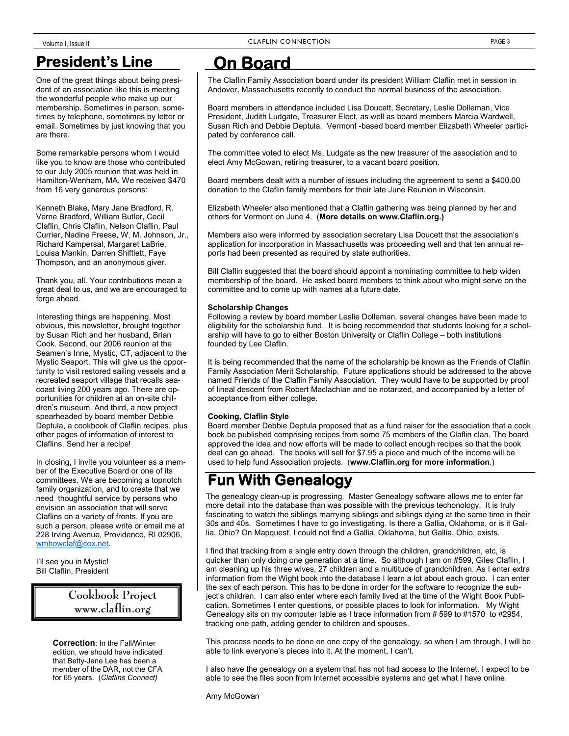## President's Line

One of the great things about being president of an association like this is meeting the wonderful people who make up our membership. Sometimes in person, sometimes by telephone, sometimes by letter or email. Sometimes by just knowing that you are there.

Some remarkable persons whom I would like you to know are those who contributed to our July 2005 reunion that was held in Hamilton-Wenham, MA. We received $470 from 16 very generous persons:

Kenneth Blake, Mary Jane Bradford, R. Verne Bradford, William Butler, Cecil Claflin, Chris Claflin, Nelson Claflin, Paul Currier, Nadine Freese, W. M. Johnson, Jr., Richard Kampersal, Margaret LaBrie, Louisa Mankin, Darren Shiftlett, Faye Thompson, and an anonymous giver.

Thank you, all. Your contributions mean a great deal to us, and we are encouraged to forge ahead.

Interesting things are happening. Most obvious, this newsletter, brought together by Susan Rich and her husband, Brian Cook. Second, our 2006 reunion at the Seamen's Inne, Mystic, CT, adjacent to the Mystic Seaport. This will give us the opportunity to visit restored sailing vessels and a recreated seaport village that recalls seacoast living 200 years ago. There are opportunities for children at an on-site children's museum. And third, a new project spearheaded by board member Debbie Deptula, a cookbook of Claflin recipes, plus other pages of information of interest to Claflins. Send her a recipe!

In closing, I invite you volunteer as a member of the Executive Board or one of its committees. We are becoming a topnotch family organization, and to create that we need thoughtful service by persons who envision an association that will serve Claflins on a variety of fronts. If you are such a person, please write or email me at 228 Irving Avenue, Providence, RI 02906, wmhowclaf@cox.net.

I'll see you in Mystic!
Bill Claflin, President

**Cookbook Project**
**www.claflin.org**

**Correction**: In the Fall/Winter edition, we should have indicated that Betty-Jane Lee has been a member of the DAR, not the CFA for 65 years. (*Claflins Connect)*

## On Board

The Claflin Family Association board under its president William Claflin met in session in Andover, Massachusetts recently to conduct the normal business of the association.

Board members in attendance included Lisa Doucett, Secretary, Leslie Dolleman, Vice President, Judith Ludgate, Treasurer Elect, as well as board members Marcia Wardwell, Susan Rich and Debbie Deptula. Vermont -based board member Elizabeth Wheeler participated by conference call.

The committee voted to elect Ms. Ludgate as the new treasurer of the association and to elect Amy McGowan, retiring treasurer, to a vacant board position.

Board members dealt with a number of issues including the agreement to send a $400.00 donation to the Claflin family members for their late June Reunion in Wisconsin.

Elizabeth Wheeler also mentioned that a Claflin gathering was being planned by her and others for Vermont on June 4. (**More details on www.Claflin.org.)**

Members also were informed by association secretary Lisa Doucett that the association's application for incorporation in Massachusetts was proceeding well and that ten annual reports had been presented as required by state authorities.

Bill Claflin suggested that the board should appoint a nominating committee to help widen membership of the board. He asked board members to think about who might serve on the committee and to come up with names at a future date.

**Scholarship Changes**

Following a review by board member Leslie Dolleman, several changes have been made to eligibility for the scholarship fund. It is being recommended that students looking for a scholarship will have to go to either Boston University or Claflin College – both institutions founded by Lee Claflin.

It is being recommended that the name of the scholarship be known as the Friends of Claflin Family Association Merit Scholarship. Future applications should be addressed to the above named Friends of the Claflin Family Association. They would have to be supported by proof of lineal descent from Robert Maclachlan and be notarized, and accompanied by a letter of acceptance from either college.

**Cooking, Claflin Style**

Board member Debbie Deptula proposed that as a fund raiser for the association that a cook book be published comprising recipes from some 75 members of the Claflin clan. The board approved the idea and now efforts will be made to collect enough recipes so that the book deal can go ahead. The books will sell for $7.95 a piece and much of the income will be used to help fund Association projects. (**www.Claflin.org for more information**.)

## Fun With Genealogy

The genealogy clean-up is progressing. Master Genealogy software allows me to enter far more detail into the database than was possible with the previous techonology. It is truly fascinating to watch the siblings marrying siblings and siblings dying at the same time in their 30s and 40s. Sometimes I have to go investigating. Is there a Gallia, Oklahoma, or is it Gallia, Ohio? On Mapquest, I could not find a Gallia, Oklahoma, but Gallia, Ohio, exists.

I find that tracking from a single entry down through the children, grandchildren, etc, is quicker than only doing one generation at a time. So although I am on #599, Giles Claflin, I am cleaning up his three wives, 27 children and a multitude of grandchildren. As I enter extra information from the Wight book into the database I learn a lot about each group. I can enter the sex of each person. This has to be done in order for the software to recognize the subject's children. I can also enter where each family lived at the time of the Wight Book Publication. Sometimes I enter questions, or possible places to look for information. My Wight Genealogy sits on my computer table as I trace information from # 599 to #1570 to #2954, tracking one path, adding gender to children and spouses.

This process needs to be done on one copy of the genealogy, so when I am through, I will be able to link everyone's pieces into it. At the moment, I can't.

I also have the genealogy on a system that has not had access to the Internet. I expect to be able to see the files soon from Internet accessible systems and get what I have online.

Amy McGowan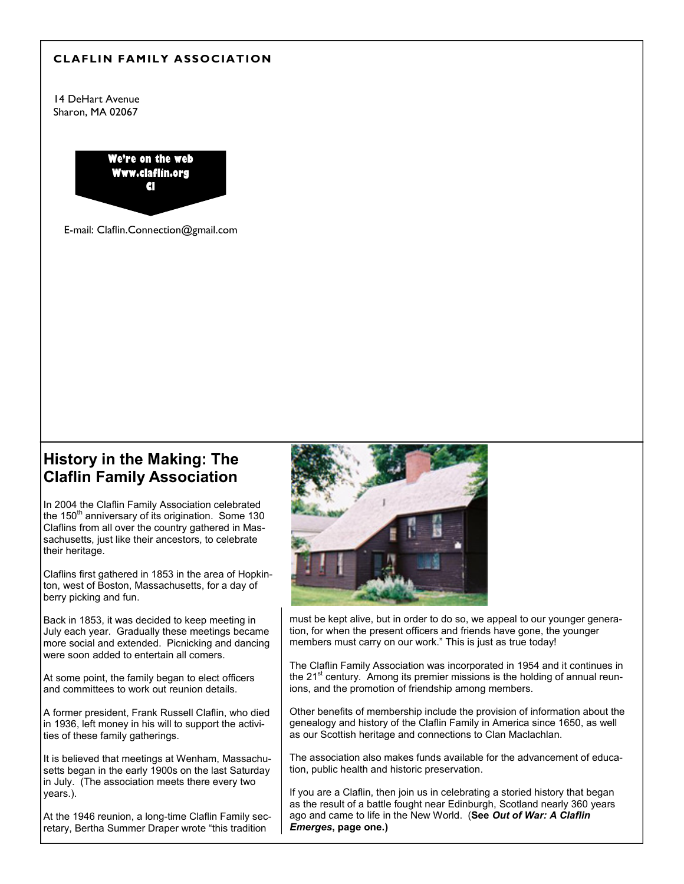**CLAFLIN FAMILY ASSOCIATION**

14 DeHart Avenue
Sharon, MA 02067

We're on the web
Www.claflin.org
Cl

E-mail: Claflin.Connection@gmail.com

## History in the Making: The Claflin Family Association

In 2004 the Claflin Family Association celebrated the 150th anniversary of its origination. Some 130 Claflins from all over the country gathered in Massachusetts, just like their ancestors, to celebrate their heritage.

Claflins first gathered in 1853 in the area of Hopkinton, west of Boston, Massachusetts, for a day of berry picking and fun.

Back in 1853, it was decided to keep meeting in July each year. Gradually these meetings became more social and extended. Picnicking and dancing were soon added to entertain all comers.

At some point, the family began to elect officers and committees to work out reunion details.

A former president, Frank Russell Claflin, who died in 1936, left money in his will to support the activities of these family gatherings.

It is believed that meetings at Wenham, Massachusetts began in the early 1900s on the last Saturday in July. (The association meets there every two years.).

At the 1946 reunion, a long-time Claflin Family secretary, Bertha Summer Draper wrote "this tradition must be kept alive, but in order to do so, we appeal to our younger generation, for when the present officers and friends have gone, the younger members must carry on our work." This is just as true today!

The Claflin Family Association was incorporated in 1954 and it continues in the 21st century. Among its premier missions is the holding of annual reunions, and the promotion of friendship among members.

Other benefits of membership include the provision of information about the genealogy and history of the Claflin Family in America since 1650, as well as our Scottish heritage and connections to Clan Maclachlan.

The association also makes funds available for the advancement of education, public health and historic preservation.

If you are a Claflin, then join us in celebrating a storied history that began as the result of a battle fought near Edinburgh, Scotland nearly 360 years ago and came to life in the New World. (**See *Out of War: A Claflin Emerges*, page one.)**